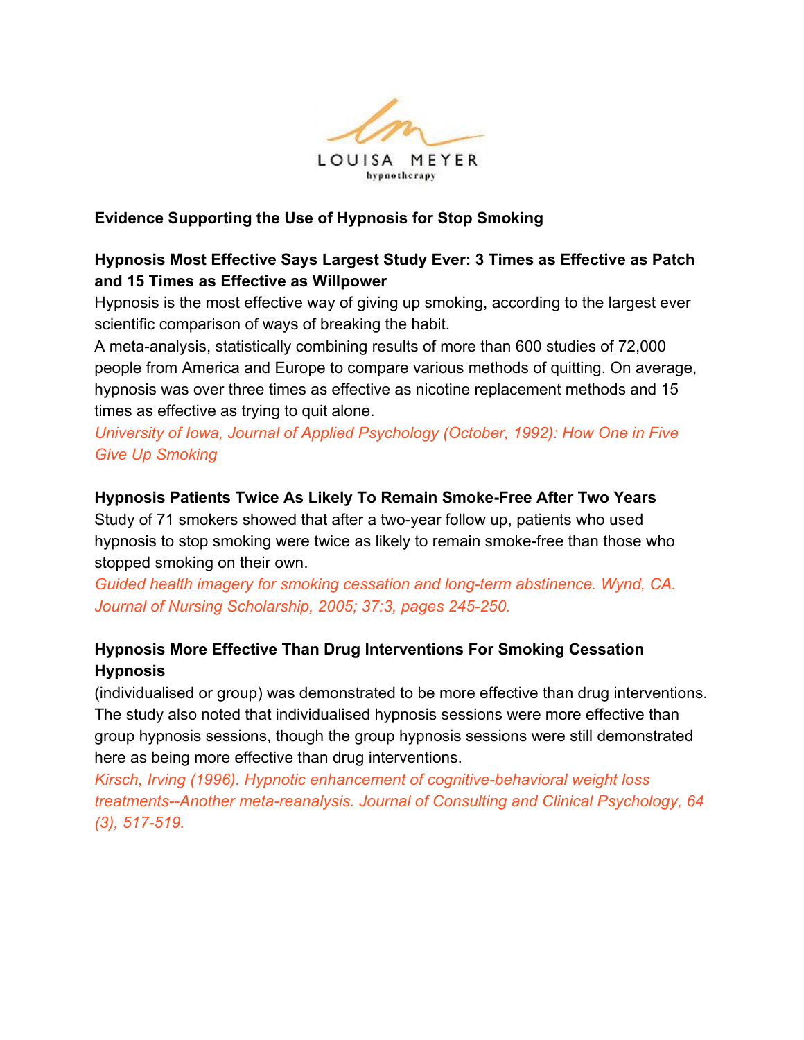LOUISA MEYER
hypnotherapy

**Evidence Supporting the Use of Hypnosis for Stop Smoking**

**Hypnosis Most Effective Says Largest Study Ever: 3 Times as Effective as Patch and 15 Times as Effective as Willpower**

Hypnosis is the most effective way of giving up smoking, according to the largest ever scientific comparison of ways of breaking the habit.

A meta-analysis, statistically combining results of more than 600 studies of 72,000 people from America and Europe to compare various methods of quitting. On average, hypnosis was over three times as effective as nicotine replacement methods and 15 times as effective as trying to quit alone.

*University of Iowa, Journal of Applied Psychology (October, 1992): How One in Five Give Up Smoking*

**Hypnosis Patients Twice As Likely To Remain Smoke-Free After Two Years**

Study of 71 smokers showed that after a two-year follow up, patients who used hypnosis to stop smoking were twice as likely to remain smoke-free than those who stopped smoking on their own.

*Guided health imagery for smoking cessation and long-term abstinence. Wynd, CA. Journal of Nursing Scholarship, 2005; 37:3, pages 245-250.*

**Hypnosis More Effective Than Drug Interventions For Smoking Cessation Hypnosis**

(individualised or group) was demonstrated to be more effective than drug interventions. The study also noted that individualised hypnosis sessions were more effective than group hypnosis sessions, though the group hypnosis sessions were still demonstrated here as being more effective than drug interventions.

*Kirsch, Irving (1996). Hypnotic enhancement of cognitive-behavioral weight loss treatments--Another meta-reanalysis. Journal of Consulting and Clinical Psychology, 64 (3), 517-519.*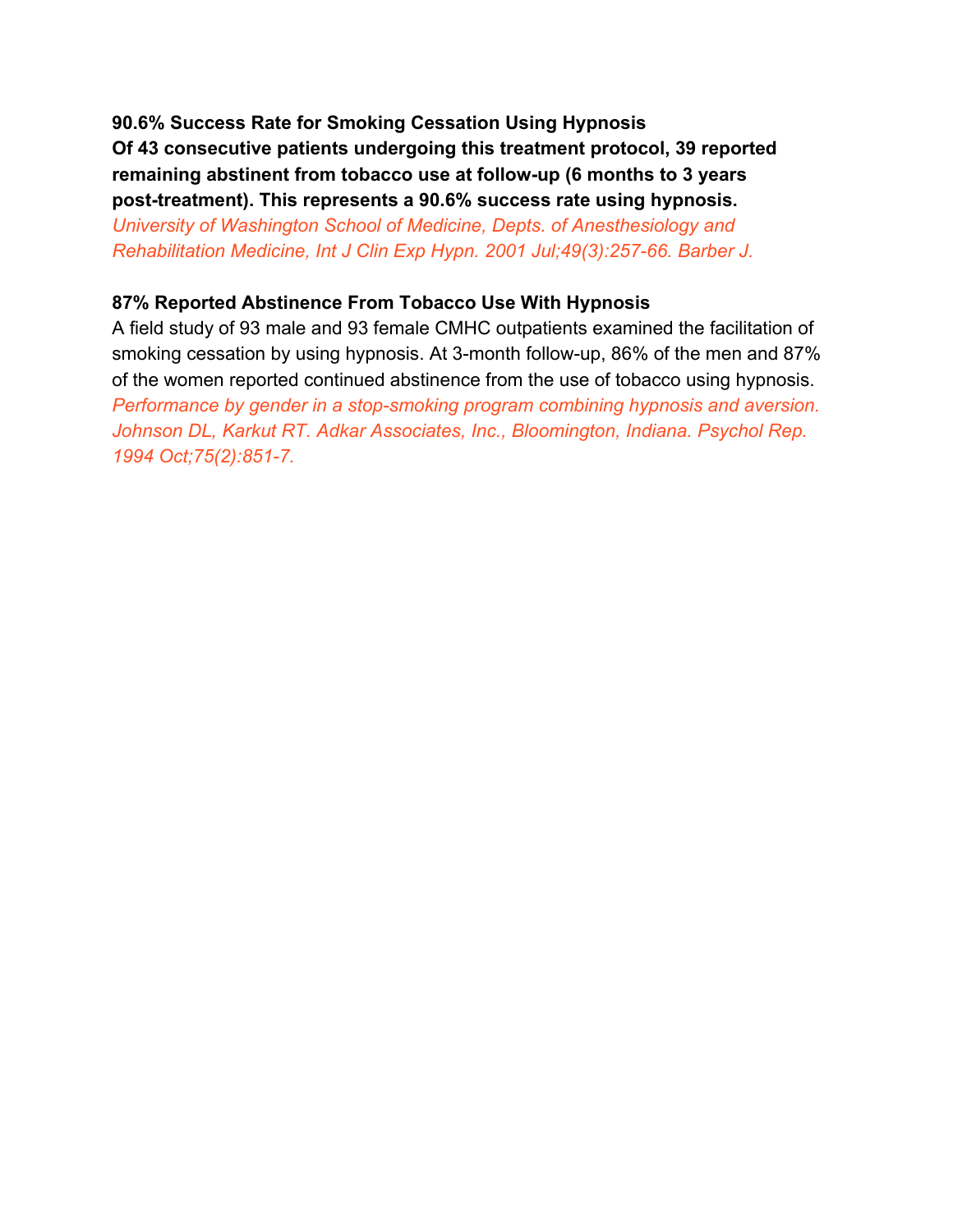**90.6% Success Rate for Smoking Cessation Using Hypnosis**
**Of 43 consecutive patients undergoing this treatment protocol, 39 reported remaining abstinent from tobacco use at follow-up (6 months to 3 years post-treatment). This represents a 90.6% success rate using hypnosis.**
*University of Washington School of Medicine, Depts. of Anesthesiology and Rehabilitation Medicine, Int J Clin Exp Hypn. 2001 Jul;49(3):257-66. Barber J.*

**87% Reported Abstinence From Tobacco Use With Hypnosis**
A field study of 93 male and 93 female CMHC outpatients examined the facilitation of smoking cessation by using hypnosis. At 3-month follow-up, 86% of the men and 87% of the women reported continued abstinence from the use of tobacco using hypnosis.
*Performance by gender in a stop-smoking program combining hypnosis and aversion. Johnson DL, Karkut RT. Adkar Associates, Inc., Bloomington, Indiana. Psychol Rep. 1994 Oct;75(2):851-7.*